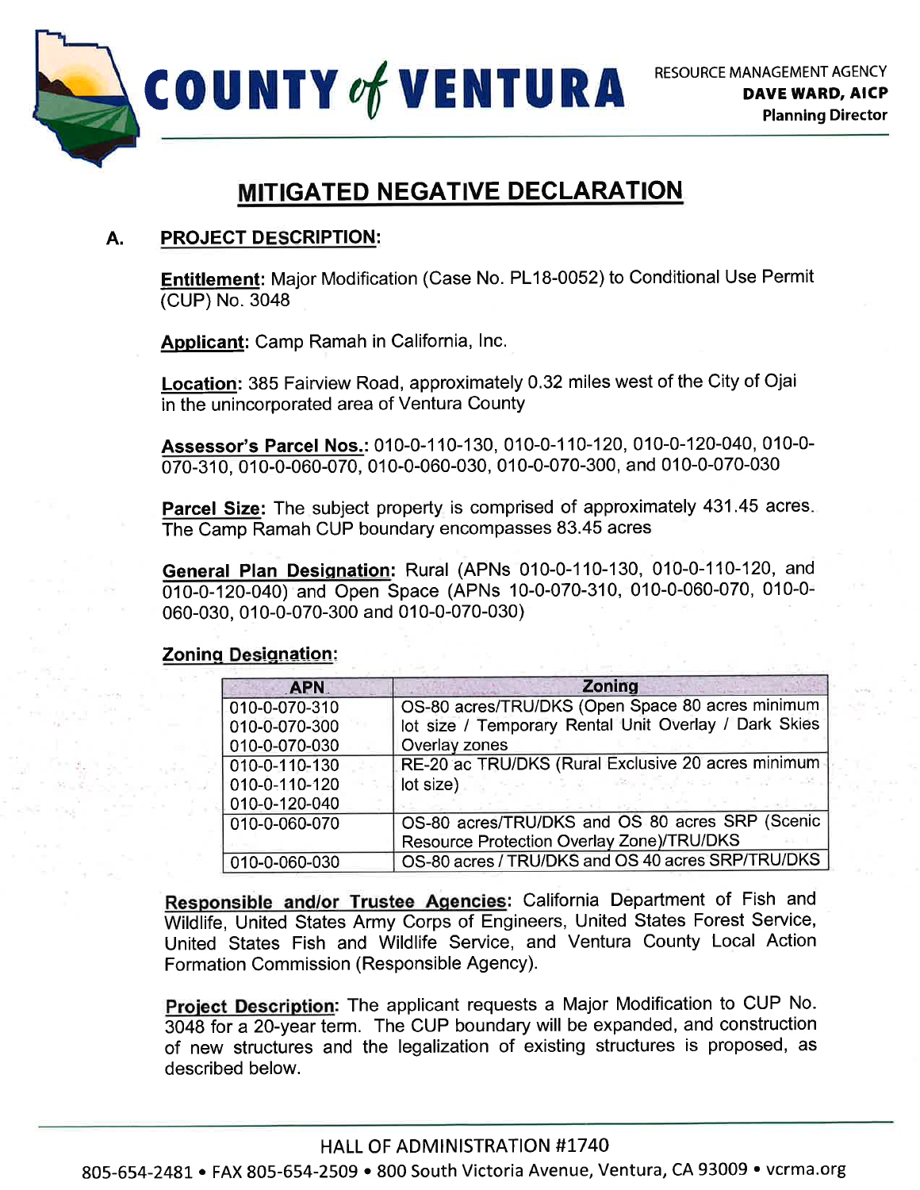COUNTY *of* VENTURA

RESOURCE MANAGEMENT AGENCY
**DAVE WARD, AICP**
**Planning Director**

# MITIGATED NEGATIVE DECLARATION

## A. PROJECT DESCRIPTION:

**Entitlement**: Major Modification (Case No. PL18-0052) to Conditional Use Permit (CUP) No. 3048

**Applicant**: Camp Ramah in California, Inc.

**Location**: 385 Fairview Road, approximately 0.32 miles west of the City of Ojai in the unincorporated area of Ventura County

**Assessor's Parcel Nos.**: 010-0-110-130, 010-0-110-120, 010-0-120-040, 010-0-070-310, 010-0-060-070, 010-0-060-030, 010-0-070-300, and 010-0-070-030

**Parcel Size**: The subject property is comprised of approximately 431.45 acres. The Camp Ramah CUP boundary encompasses 83.45 acres

**General Plan Designation**: Rural (APNs 010-0-110-130, 010-0-110-120, and 010-0-120-040) and Open Space (APNs 10-0-070-310, 010-0-060-070, 010-0-060-030, 010-0-070-300 and 010-0-070-030)

**Zoning Designation**:

| APN | Zoning |
|---|---|
| 010-0-070-310<br>010-0-070-300<br>010-0-070-030 | OS-80 acres/TRU/DKS (Open Space 80 acres minimum lot size / Temporary Rental Unit Overlay / Dark Skies Overlay zones |
| 010-0-110-130<br>010-0-110-120<br>010-0-120-040 | RE-20 ac TRU/DKS (Rural Exclusive 20 acres minimum lot size) |
| 010-0-060-070 | OS-80 acres/TRU/DKS and OS 80 acres SRP (Scenic Resource Protection Overlay Zone)/TRU/DKS |
| 010-0-060-030 | OS-80 acres / TRU/DKS and OS 40 acres SRP/TRU/DKS |

**Responsible and/or Trustee Agencies**: California Department of Fish and Wildlife, United States Army Corps of Engineers, United States Forest Service, United States Fish and Wildlife Service, and Ventura County Local Action Formation Commission (Responsible Agency).

**Project Description**: The applicant requests a Major Modification to CUP No. 3048 for a 20-year term. The CUP boundary will be expanded, and construction of new structures and the legalization of existing structures is proposed, as described below.

HALL OF ADMINISTRATION #1740
805-654-2481 • FAX 805-654-2509 • 800 South Victoria Avenue, Ventura, CA 93009 • vcrma.org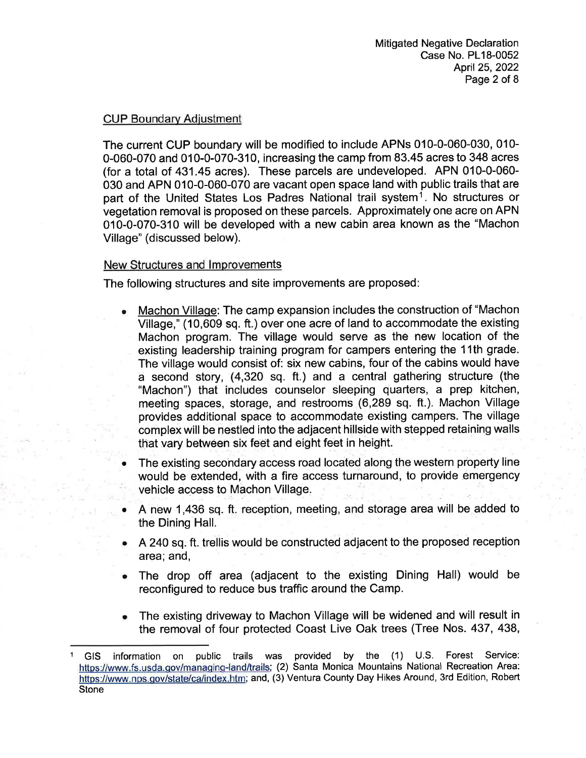### CUP Boundary Adjustment

The current CUP boundary will be modified to include APNs 010-0-060-030, 010-0-060-070 and 010-0-070-310, increasing the camp from 83.45 acres to 348 acres (for a total of 431.45 acres). These parcels are undeveloped. APN 010-0-060-030 and APN 010-0-060-070 are vacant open space land with public trails that are part of the United States Los Padres National trail system[1]. No structures or vegetation removal is proposed on these parcels. Approximately one acre on APN 010-0-070-310 will be developed with a new cabin area known as the "Machon Village" (discussed below).

### New Structures and Improvements

The following structures and site improvements are proposed:

- Machon Village: The camp expansion includes the construction of "Machon Village," (10,609 sq. ft.) over one acre of land to accommodate the existing Machon program. The village would serve as the new location of the existing leadership training program for campers entering the 11th grade. The village would consist of: six new cabins, four of the cabins would have a second story, (4,320 sq. ft.) and a central gathering structure (the "Machon") that includes counselor sleeping quarters, a prep kitchen, meeting spaces, storage, and restrooms (6,289 sq. ft.). Machon Village provides additional space to accommodate existing campers. The village complex will be nestled into the adjacent hillside with stepped retaining walls that vary between six feet and eight feet in height.
- The existing secondary access road located along the western property line would be extended, with a fire access turnaround, to provide emergency vehicle access to Machon Village.
- A new 1,436 sq. ft. reception, meeting, and storage area will be added to the Dining Hall.
- A 240 sq. ft. trellis would be constructed adjacent to the proposed reception area; and,
- The drop off area (adjacent to the existing Dining Hall) would be reconfigured to reduce bus traffic around the Camp.
- The existing driveway to Machon Village will be widened and will result in the removal of four protected Coast Live Oak trees (Tree Nos. 437, 438,

---

[1] GIS information on public trails was provided by the (1) U.S. Forest Service: https://www.fs.usda.gov/managing-land/trails; (2) Santa Monica Mountains National Recreation Area: https://www.nps.gov/state/ca/index.htm; and, (3) Ventura County Day Hikes Around, 3rd Edition, Robert Stone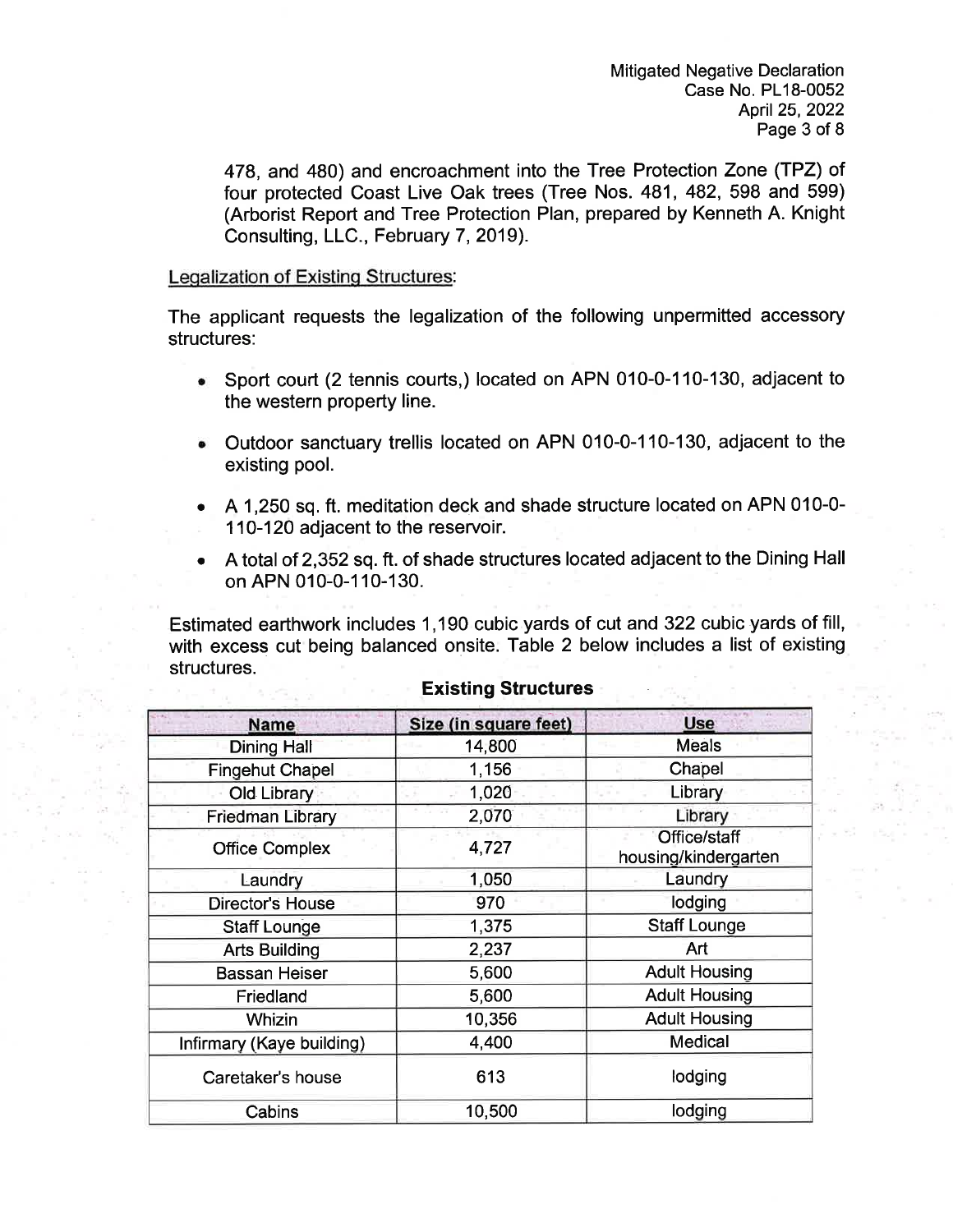478, and 480) and encroachment into the Tree Protection Zone (TPZ) of four protected Coast Live Oak trees (Tree Nos. 481, 482, 598 and 599) (Arborist Report and Tree Protection Plan, prepared by Kenneth A. Knight Consulting, LLC., February 7, 2019).

Legalization of Existing Structures:

The applicant requests the legalization of the following unpermitted accessory structures:

- Sport court (2 tennis courts,) located on APN 010-0-110-130, adjacent to the western property line.
- Outdoor sanctuary trellis located on APN 010-0-110-130, adjacent to the existing pool.
- A 1,250 sq. ft. meditation deck and shade structure located on APN 010-0-110-120 adjacent to the reservoir.
- A total of 2,352 sq. ft. of shade structures located adjacent to the Dining Hall on APN 010-0-110-130.

Estimated earthwork includes 1,190 cubic yards of cut and 322 cubic yards of fill, with excess cut being balanced onsite. Table 2 below includes a list of existing structures.

**Existing Structures**

| Name | Size (in square feet) | Use |
|---|---|---|
| Dining Hall | 14,800 | Meals |
| Fingehut Chapel | 1,156 | Chapel |
| Old Library | 1,020 | Library |
| Friedman Library | 2,070 | Library |
| Office Complex | 4,727 | Office/staff housing/kindergarten |
| Laundry | 1,050 | Laundry |
| Director's House | 970 | lodging |
| Staff Lounge | 1,375 | Staff Lounge |
| Arts Building | 2,237 | Art |
| Bassan Heiser | 5,600 | Adult Housing |
| Friedland | 5,600 | Adult Housing |
| Whizin | 10,356 | Adult Housing |
| Infirmary (Kaye building) | 4,400 | Medical |
| Caretaker's house | 613 | lodging |
| Cabins | 10,500 | lodging |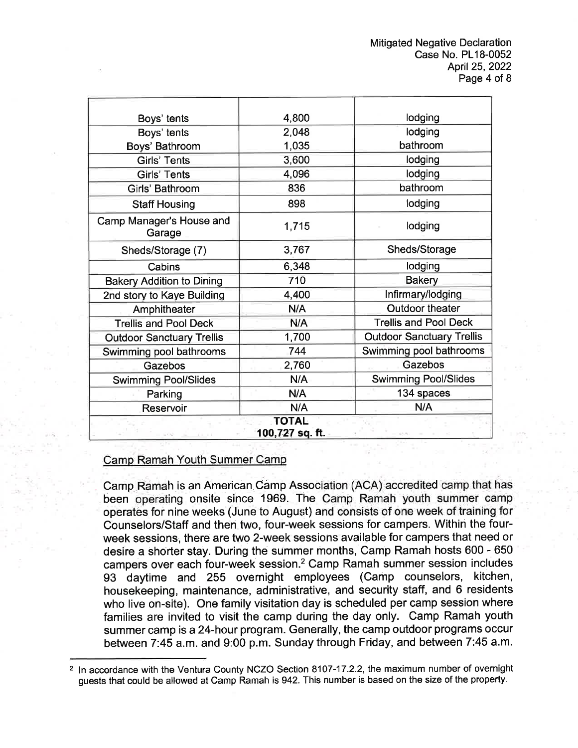| | | |
|---|---|---|
| Boys' tents | 4,800 | lodging |
| Boys' tents<br>Boys' Bathroom | 2,048<br>1,035 | lodging<br>bathroom |
| Girls' Tents | 3,600 | lodging |
| Girls' Tents | 4,096 | lodging |
| Girls' Bathroom | 836 | bathroom |
| Staff Housing | 898 | lodging |
| Camp Manager's House and Garage | 1,715 | lodging |
| Sheds/Storage (7) | 3,767 | Sheds/Storage |
| Cabins | 6,348 | lodging |
| Bakery Addition to Dining | 710 | Bakery |
| 2nd story to Kaye Building | 4,400 | Infirmary/lodging |
| Amphitheater | N/A | Outdoor theater |
| Trellis and Pool Deck | N/A | Trellis and Pool Deck |
| Outdoor Sanctuary Trellis | 1,700 | Outdoor Sanctuary Trellis |
| Swimming pool bathrooms | 744 | Swimming pool bathrooms |
| Gazebos | 2,760 | Gazebos |
| Swimming Pool/Slides | N/A | Swimming Pool/Slides |
| Parking | N/A | 134 spaces |
| Reservoir | N/A | N/A |
| | **TOTAL**<br>**100,727 sq. ft.** | |

Camp Ramah Youth Summer Camp

Camp Ramah is an American Camp Association (ACA) accredited camp that has been operating onsite since 1969. The Camp Ramah youth summer camp operates for nine weeks (June to August) and consists of one week of training for Counselors/Staff and then two, four-week sessions for campers. Within the four-week sessions, there are two 2-week sessions available for campers that need or desire a shorter stay. During the summer months, Camp Ramah hosts 600 - 650 campers over each four-week session.[2] Camp Ramah summer session includes 93 daytime and 255 overnight employees (Camp counselors, kitchen, housekeeping, maintenance, administrative, and security staff, and 6 residents who live on-site). One family visitation day is scheduled per camp session where families are invited to visit the camp during the day only. Camp Ramah youth summer camp is a 24-hour program. Generally, the camp outdoor programs occur between 7:45 a.m. and 9:00 p.m. Sunday through Friday, and between 7:45 a.m.

[2] In accordance with the Ventura County NCZO Section 8107-17.2.2, the maximum number of overnight guests that could be allowed at Camp Ramah is 942. This number is based on the size of the property.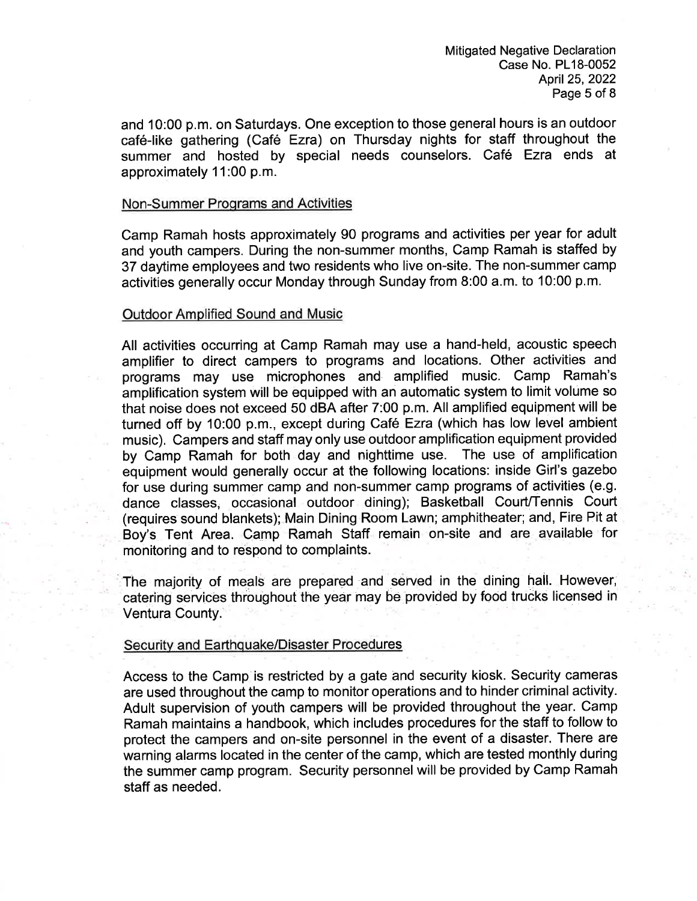and 10:00 p.m. on Saturdays. One exception to those general hours is an outdoor café-like gathering (Café Ezra) on Thursday nights for staff throughout the summer and hosted by special needs counselors. Café Ezra ends at approximately 11:00 p.m.

## Non-Summer Programs and Activities

Camp Ramah hosts approximately 90 programs and activities per year for adult and youth campers. During the non-summer months, Camp Ramah is staffed by 37 daytime employees and two residents who live on-site. The non-summer camp activities generally occur Monday through Sunday from 8:00 a.m. to 10:00 p.m.

## Outdoor Amplified Sound and Music

All activities occurring at Camp Ramah may use a hand-held, acoustic speech amplifier to direct campers to programs and locations. Other activities and programs may use microphones and amplified music. Camp Ramah's amplification system will be equipped with an automatic system to limit volume so that noise does not exceed 50 dBA after 7:00 p.m. All amplified equipment will be turned off by 10:00 p.m., except during Café Ezra (which has low level ambient music). Campers and staff may only use outdoor amplification equipment provided by Camp Ramah for both day and nighttime use. The use of amplification equipment would generally occur at the following locations: inside Girl's gazebo for use during summer camp and non-summer camp programs of activities (e.g. dance classes, occasional outdoor dining); Basketball Court/Tennis Court (requires sound blankets); Main Dining Room Lawn; amphitheater; and, Fire Pit at Boy's Tent Area. Camp Ramah Staff remain on-site and are available for monitoring and to respond to complaints.

The majority of meals are prepared and served in the dining hall. However, catering services throughout the year may be provided by food trucks licensed in Ventura County.

## Security and Earthquake/Disaster Procedures

Access to the Camp is restricted by a gate and security kiosk. Security cameras are used throughout the camp to monitor operations and to hinder criminal activity. Adult supervision of youth campers will be provided throughout the year. Camp Ramah maintains a handbook, which includes procedures for the staff to follow to protect the campers and on-site personnel in the event of a disaster. There are warning alarms located in the center of the camp, which are tested monthly during the summer camp program. Security personnel will be provided by Camp Ramah staff as needed.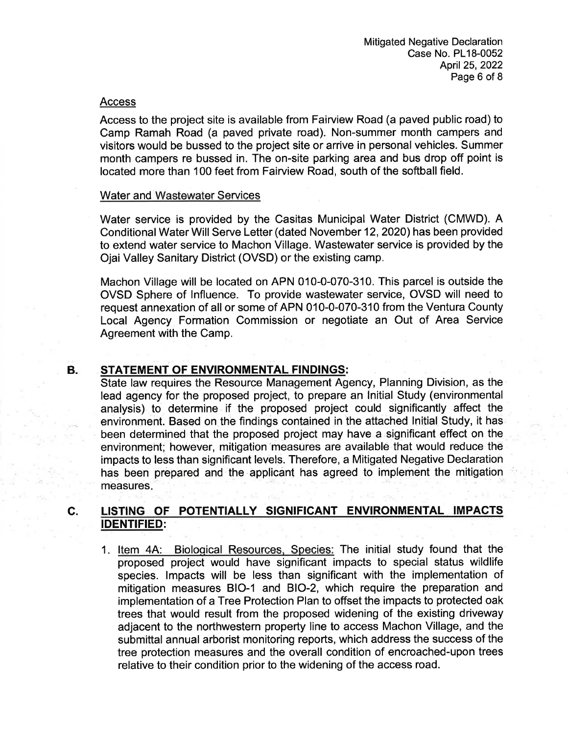### Access

Access to the project site is available from Fairview Road (a paved public road) to Camp Ramah Road (a paved private road). Non-summer month campers and visitors would be bussed to the project site or arrive in personal vehicles. Summer month campers re bussed in. The on-site parking area and bus drop off point is located more than 100 feet from Fairview Road, south of the softball field.

### Water and Wastewater Services

Water service is provided by the Casitas Municipal Water District (CMWD). A Conditional Water Will Serve Letter (dated November 12, 2020) has been provided to extend water service to Machon Village. Wastewater service is provided by the Ojai Valley Sanitary District (OVSD) or the existing camp.

Machon Village will be located on APN 010-0-070-310. This parcel is outside the OVSD Sphere of Influence. To provide wastewater service, OVSD will need to request annexation of all or some of APN 010-0-070-310 from the Ventura County Local Agency Formation Commission or negotiate an Out of Area Service Agreement with the Camp.

## B. STATEMENT OF ENVIRONMENTAL FINDINGS:

State law requires the Resource Management Agency, Planning Division, as the lead agency for the proposed project, to prepare an Initial Study (environmental analysis) to determine if the proposed project could significantly affect the environment. Based on the findings contained in the attached Initial Study, it has been determined that the proposed project may have a significant effect on the environment; however, mitigation measures are available that would reduce the impacts to less than significant levels. Therefore, a Mitigated Negative Declaration has been prepared and the applicant has agreed to implement the mitigation measures.

## C. LISTING OF POTENTIALLY SIGNIFICANT ENVIRONMENTAL IMPACTS IDENTIFIED:

1. Item 4A: Biological Resources, Species: The initial study found that the proposed project would have significant impacts to special status wildlife species. Impacts will be less than significant with the implementation of mitigation measures BIO-1 and BIO-2, which require the preparation and implementation of a Tree Protection Plan to offset the impacts to protected oak trees that would result from the proposed widening of the existing driveway adjacent to the northwestern property line to access Machon Village, and the submittal annual arborist monitoring reports, which address the success of the tree protection measures and the overall condition of encroached-upon trees relative to their condition prior to the widening of the access road.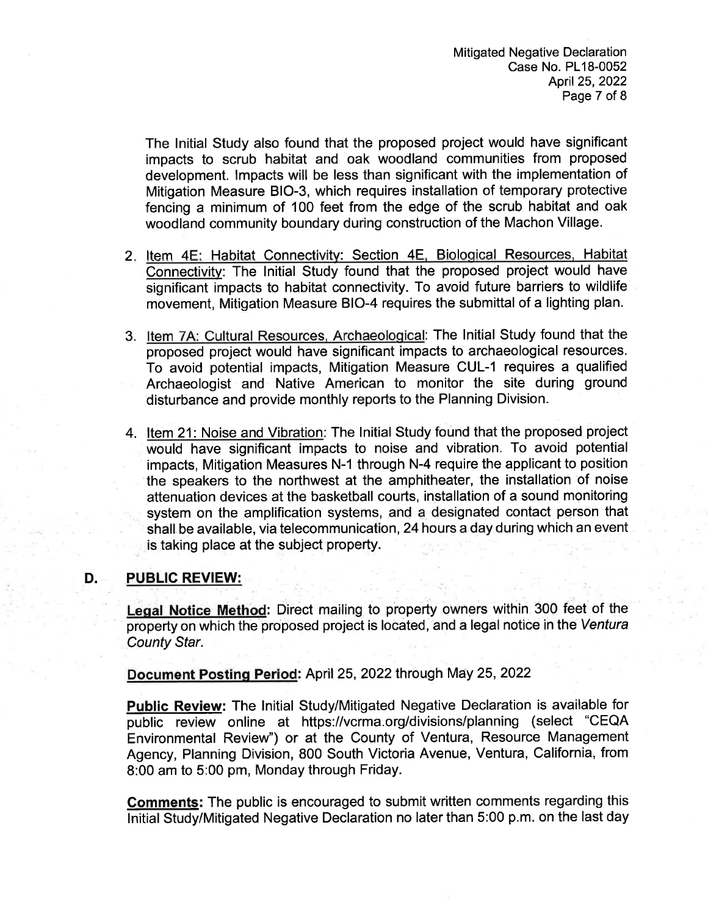The Initial Study also found that the proposed project would have significant impacts to scrub habitat and oak woodland communities from proposed development. Impacts will be less than significant with the implementation of Mitigation Measure BIO-3, which requires installation of temporary protective fencing a minimum of 100 feet from the edge of the scrub habitat and oak woodland community boundary during construction of the Machon Village.

2. Item 4E: Habitat Connectivity: Section 4E, Biological Resources, Habitat Connectivity: The Initial Study found that the proposed project would have significant impacts to habitat connectivity. To avoid future barriers to wildlife movement, Mitigation Measure BIO-4 requires the submittal of a lighting plan.

3. Item 7A: Cultural Resources, Archaeological: The Initial Study found that the proposed project would have significant impacts to archaeological resources. To avoid potential impacts, Mitigation Measure CUL-1 requires a qualified Archaeologist and Native American to monitor the site during ground disturbance and provide monthly reports to the Planning Division.

4. Item 21: Noise and Vibration: The Initial Study found that the proposed project would have significant impacts to noise and vibration. To avoid potential impacts, Mitigation Measures N-1 through N-4 require the applicant to position the speakers to the northwest at the amphitheater, the installation of noise attenuation devices at the basketball courts, installation of a sound monitoring system on the amplification systems, and a designated contact person that shall be available, via telecommunication, 24 hours a day during which an event is taking place at the subject property.

## D. PUBLIC REVIEW:

**Legal Notice Method:** Direct mailing to property owners within 300 feet of the property on which the proposed project is located, and a legal notice in the *Ventura County Star*.

**Document Posting Period:** April 25, 2022 through May 25, 2022

**Public Review:** The Initial Study/Mitigated Negative Declaration is available for public review online at https://vcrma.org/divisions/planning (select "CEQA Environmental Review") or at the County of Ventura, Resource Management Agency, Planning Division, 800 South Victoria Avenue, Ventura, California, from 8:00 am to 5:00 pm, Monday through Friday.

**Comments:** The public is encouraged to submit written comments regarding this Initial Study/Mitigated Negative Declaration no later than 5:00 p.m. on the last day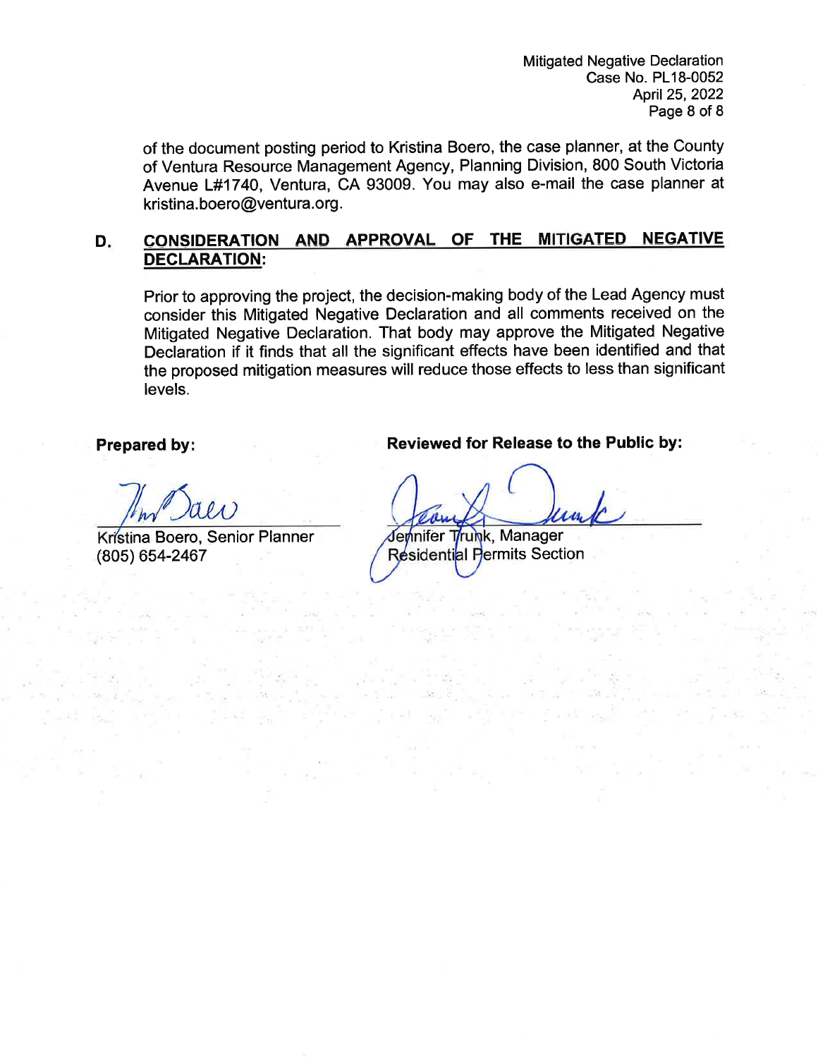of the document posting period to Kristina Boero, the case planner, at the County of Ventura Resource Management Agency, Planning Division, 800 South Victoria Avenue L#1740, Ventura, CA 93009. You may also e-mail the case planner at kristina.boero@ventura.org.

## D. CONSIDERATION AND APPROVAL OF THE MITIGATED NEGATIVE DECLARATION:

Prior to approving the project, the decision-making body of the Lead Agency must consider this Mitigated Negative Declaration and all comments received on the Mitigated Negative Declaration. That body may approve the Mitigated Negative Declaration if it finds that all the significant effects have been identified and that the proposed mitigation measures will reduce those effects to less than significant levels.

**Prepared by:**

Kristina Boero, Senior Planner
(805) 654-2467

**Reviewed for Release to the Public by:**

Jennifer Trunk, Manager
Residential Permits Section